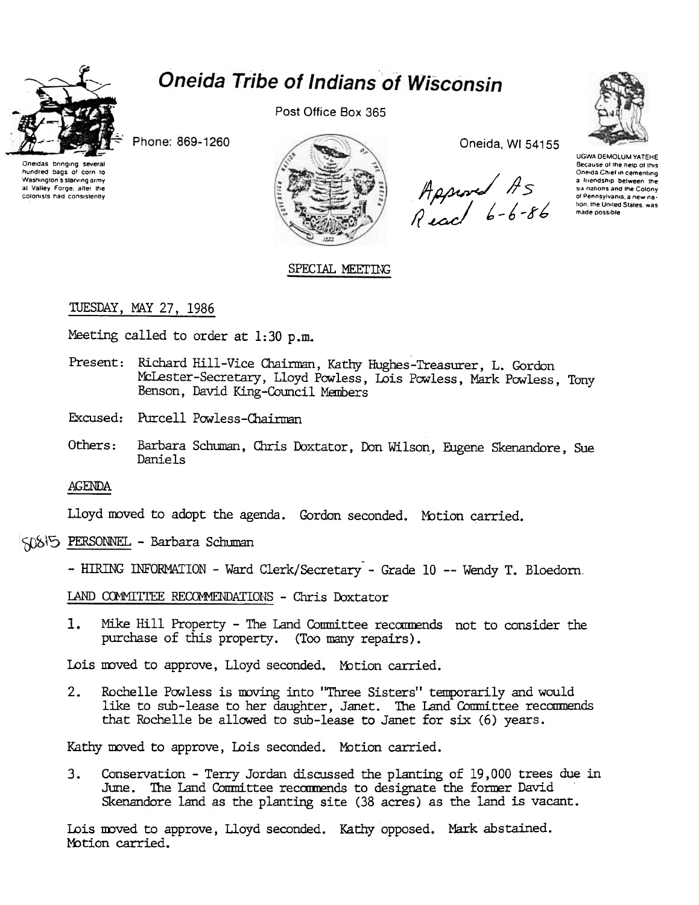# Oneida Tribe of Indians of Wisconsin

Post Office Box 365

Phone: 869-1260

Oneida, WI 54155

Oneidas bringing several hundred bags of corn to Washington's starving army at Valley Forge, after the colonists had consistently

UGWA DEMOLUM YATEHE Because of the help of this Oneida Chief in cementing a friendship between the six nations and the Colony of Pennsylvania, a new nation, the United States, was made possible

*Approved As Read 6-6-86*

## SPECIAL MEETING

TUESDAY, MAY 27, 1986

Meeting called to order at 1:30 p.m.

Present: Richard Hill-Vice Chairman, Kathy Hughes-Treasurer, L. Gordon McLester-Secretary, Lloyd Powless, Lois Powless, Mark Powless, Tony Benson, David King-Council Members

Excused: Purcell Powless-Chairman

Others: Barbara Schuman, Chris Doxtator, Don Wilson, Eugene Skenandore, Sue Daniels

AGENDA

Lloyd moved to adopt the agenda. Gordon seconded. Motion carried.

50815 PERSONNEL - Barbara Schuman

- HIRING INFORMATION - Ward Clerk/Secretary - Grade 10 -- Wendy T. Bloedorn.

LAND COMMITTEE RECOMMENDATIONS - Chris Doxtator

1. Mike Hill Property - The Land Committee recommends not to consider the purchase of this property. (Too many repairs).

Lois moved to approve, Lloyd seconded. Motion carried.

2. Rochelle Powless is moving into "Three Sisters" temporarily and would like to sub-lease to her daughter, Janet. The Land Committee recommends that Rochelle be allowed to sub-lease to Janet for six (6) years.

Kathy moved to approve, Lois seconded. Motion carried.

3. Conservation - Terry Jordan discussed the planting of 19,000 trees due in June. The Land Committee recommends to designate the former David Skenandore land as the planting site (38 acres) as the land is vacant.

Lois moved to approve, Lloyd seconded. Kathy opposed. Mark abstained. Motion carried.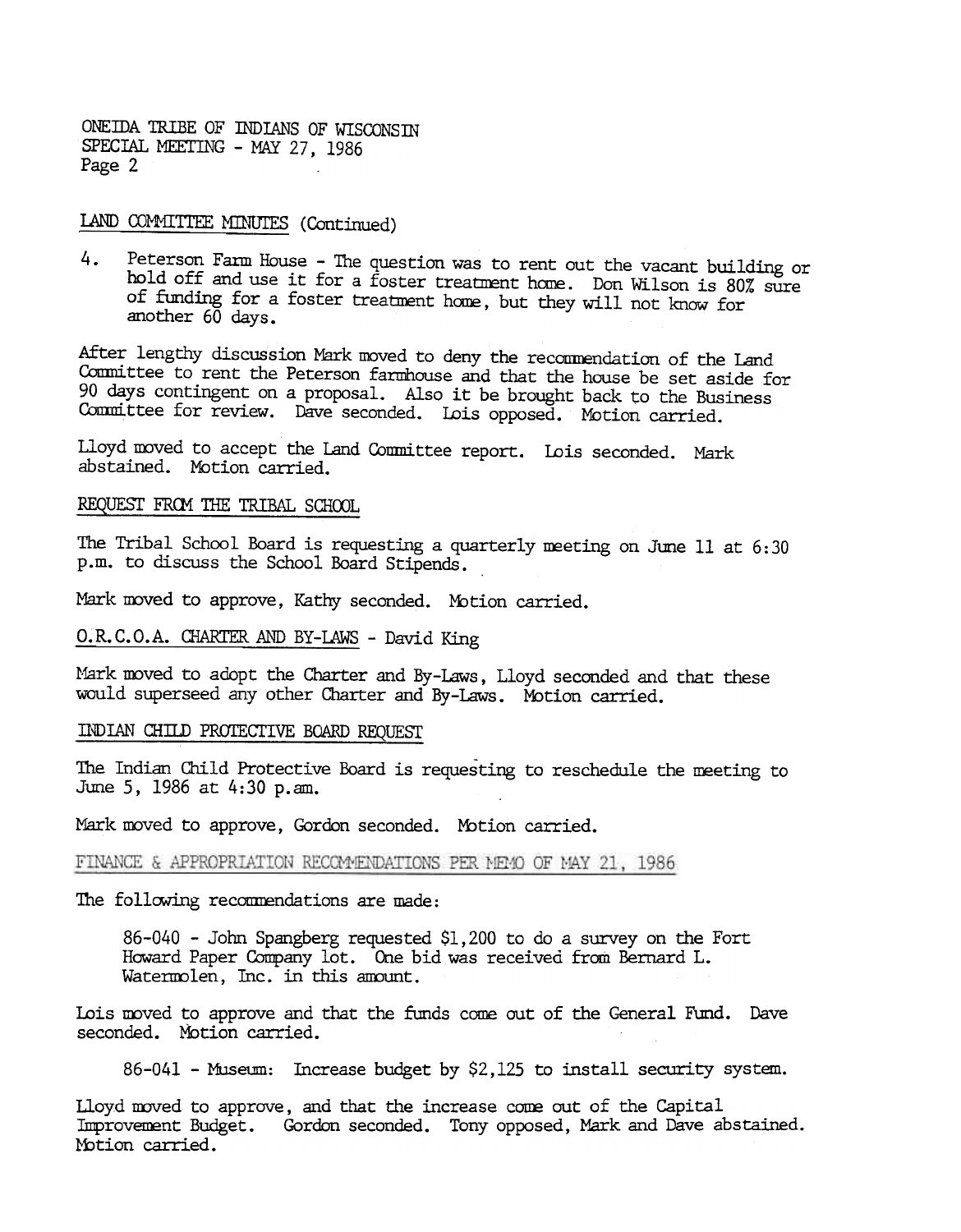## LAND COMMITTEE MINUTES (Continued)

4. Peterson Farm House - The question was to rent out the vacant building or hold off and use it for a foster treatment home. Don Wilson is 80% sure of funding for a foster treatment home, but they will not know for another 60 days.

After lengthy discussion Mark moved to deny the recommendation of the Land Committee to rent the Peterson farmhouse and that the house be set aside for 90 days contingent on a proposal. Also it be brought back to the Business Committee for review. Dave seconded. Lois opposed. Motion carried.

Lloyd moved to accept the Land Committee report. Lois seconded. Mark abstained. Motion carried.

## REQUEST FROM THE TRIBAL SCHOOL

The Tribal School Board is requesting a quarterly meeting on June 11 at 6:30 p.m. to discuss the School Board Stipends.

Mark moved to approve, Kathy seconded. Motion carried.

## O.R.C.O.A. CHARTER AND BY-LAWS - David King

Mark moved to adopt the Charter and By-Laws, Lloyd seconded and that these would superseed any other Charter and By-Laws. Motion carried.

## INDIAN CHILD PROTECTIVE BOARD REQUEST

The Indian Child Protective Board is requesting to reschedule the meeting to June 5, 1986 at 4:30 p.am.

Mark moved to approve, Gordon seconded. Motion carried.

## FINANCE & APPROPRIATION RECOMMENDATIONS PER MEMO OF MAY 21, 1986

The following recommendations are made:

86-040 - John Spangberg requested $1,200 to do a survey on the Fort Howard Paper Company lot. One bid was received from Bernard L. Watermolen, Inc. in this amount.

Lois moved to approve and that the funds come out of the General Fund. Dave seconded. Motion carried.

86-041 - Museum: Increase budget by $2,125 to install security system.

Lloyd moved to approve, and that the increase come out of the Capital Improvement Budget. Gordon seconded. Tony opposed, Mark and Dave abstained. Motion carried.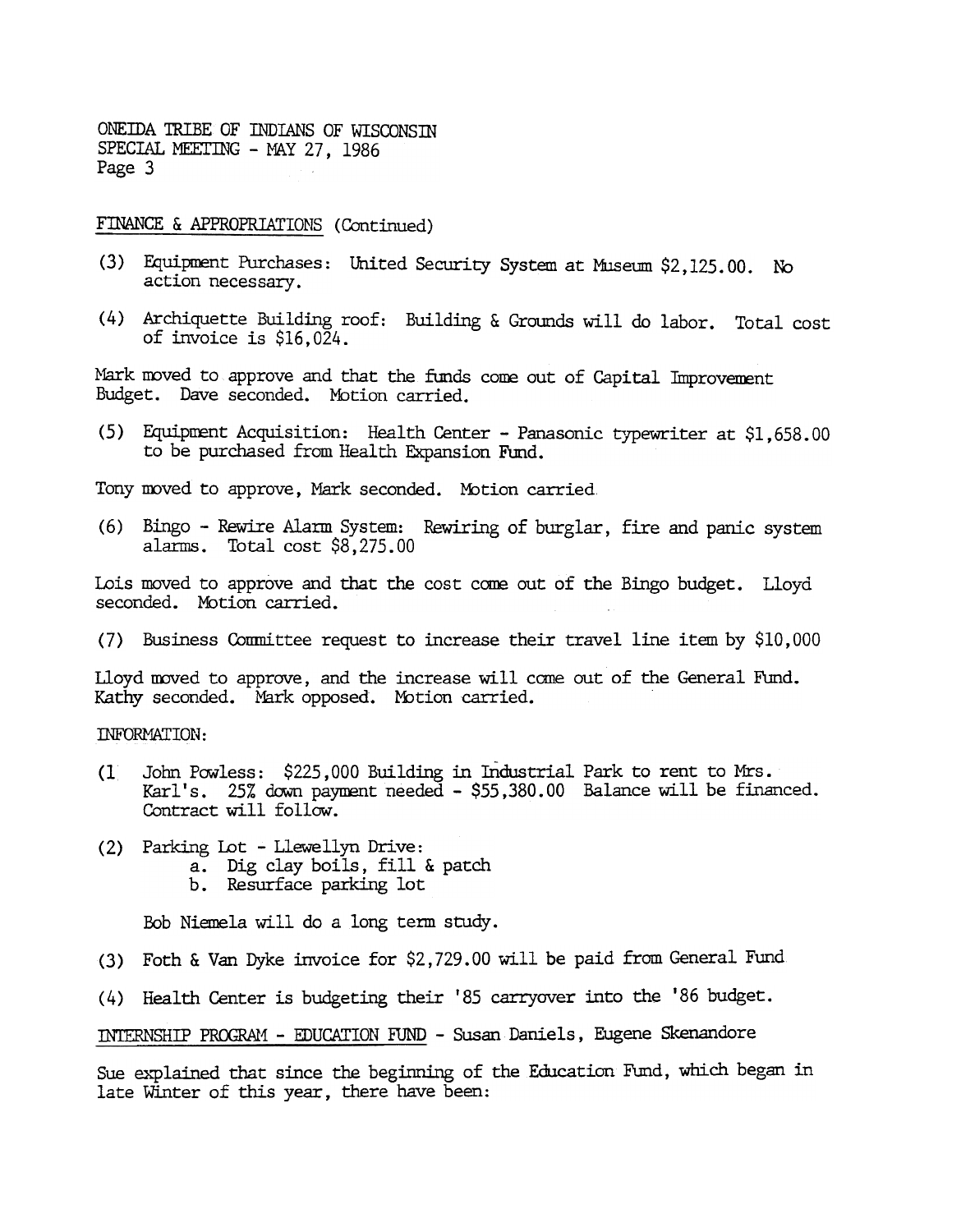FINANCE & APPROPRIATIONS (Continued)

(3) Equipment Purchases: United Security System at Museum $2,125.00. No action necessary.

(4) Archiquette Building roof: Building & Grounds will do labor. Total cost of invoice is $16,024.

Mark moved to approve and that the funds come out of Capital Improvement Budget. Dave seconded. Motion carried.

(5) Equipment Acquisition: Health Center - Panasonic typewriter at $1,658.00 to be purchased from Health Expansion Fund.

Tony moved to approve, Mark seconded. Motion carried.

(6) Bingo - Rewire Alarm System: Rewiring of burglar, fire and panic system alarms. Total cost $8,275.00

Lois moved to approve and that the cost come out of the Bingo budget. Lloyd seconded. Motion carried.

(7) Business Committee request to increase their travel line item by $10,000

Lloyd moved to approve, and the increase will come out of the General Fund. Kathy seconded. Mark opposed. Motion carried.

INFORMATION:

(1) John Powless: $225,000 Building in Industrial Park to rent to Mrs. Karl's. 25% down payment needed - $55,380.00 Balance will be financed. Contract will follow.

(2) Parking Lot - Llewellyn Drive:
   a. Dig clay boils, fill & patch
   b. Resurface parking lot

   Bob Niemela will do a long term study.

(3) Foth & Van Dyke invoice for $2,729.00 will be paid from General Fund

(4) Health Center is budgeting their '85 carryover into the '86 budget.

INTERNSHIP PROGRAM - EDUCATION FUND - Susan Daniels, Eugene Skenandore

Sue explained that since the beginning of the Education Fund, which began in late Winter of this year, there have been: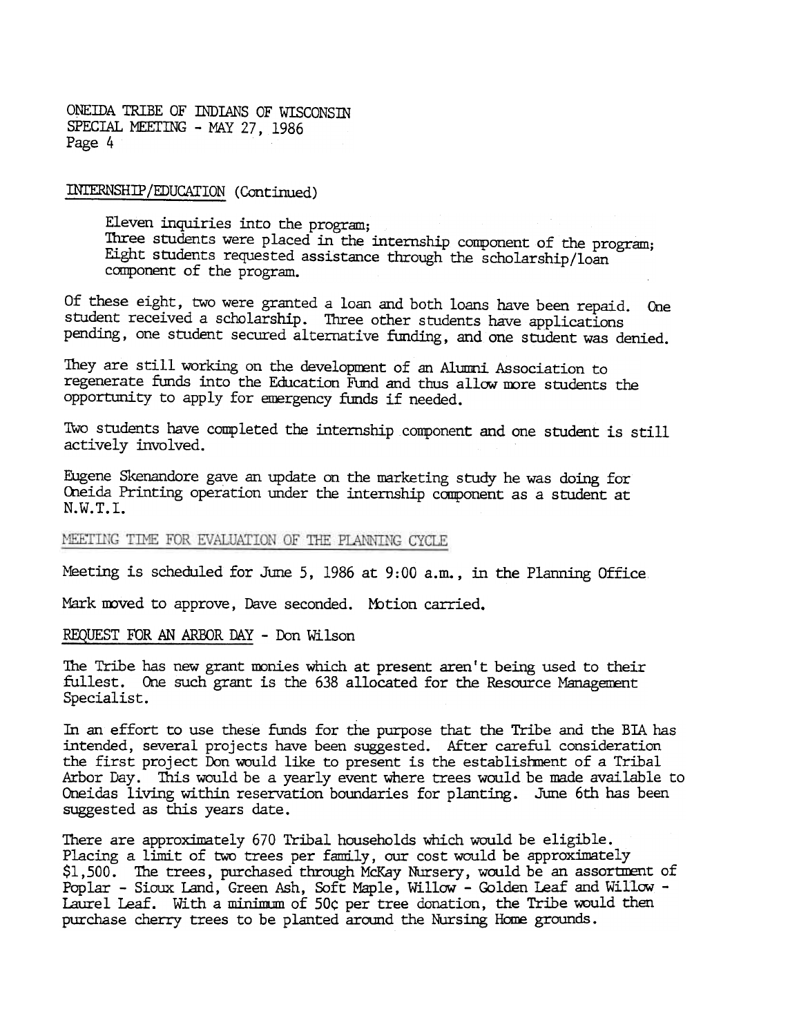INTERNSHIP/EDUCATION (Continued)

Eleven inquiries into the program;
Three students were placed in the internship component of the program;
Eight students requested assistance through the scholarship/loan component of the program.

Of these eight, two were granted a loan and both loans have been repaid. One student received a scholarship. Three other students have applications pending, one student secured alternative funding, and one student was denied.

They are still working on the development of an Alumni Association to regenerate funds into the Education Fund and thus allow more students the opportunity to apply for emergency funds if needed.

Two students have completed the internship component and one student is still actively involved.

Eugene Skenandore gave an update on the marketing study he was doing for Oneida Printing operation under the internship component as a student at N.W.T.I.

MEETING TIME FOR EVALUATION OF THE PLANNING CYCLE

Meeting is scheduled for June 5, 1986 at 9:00 a.m., in the Planning Office.

Mark moved to approve, Dave seconded. Motion carried.

REQUEST FOR AN ARBOR DAY - Don Wilson

The Tribe has new grant monies which at present aren't being used to their fullest. One such grant is the 638 allocated for the Resource Management Specialist.

In an effort to use these funds for the purpose that the Tribe and the BIA has intended, several projects have been suggested. After careful consideration the first project Don would like to present is the establishment of a Tribal Arbor Day. This would be a yearly event where trees would be made available to Oneidas living within reservation boundaries for planting. June 6th has been suggested as this years date.

There are approximately 670 Tribal households which would be eligible. Placing a limit of two trees per family, our cost would be approximately $1,500. The trees, purchased through McKay Nursery, would be an assortment of Poplar - Sioux Land, Green Ash, Soft Maple, Willow - Golden Leaf and Willow - Laurel Leaf. With a minimum of 50¢ per tree donation, the Tribe would then purchase cherry trees to be planted around the Nursing Home grounds.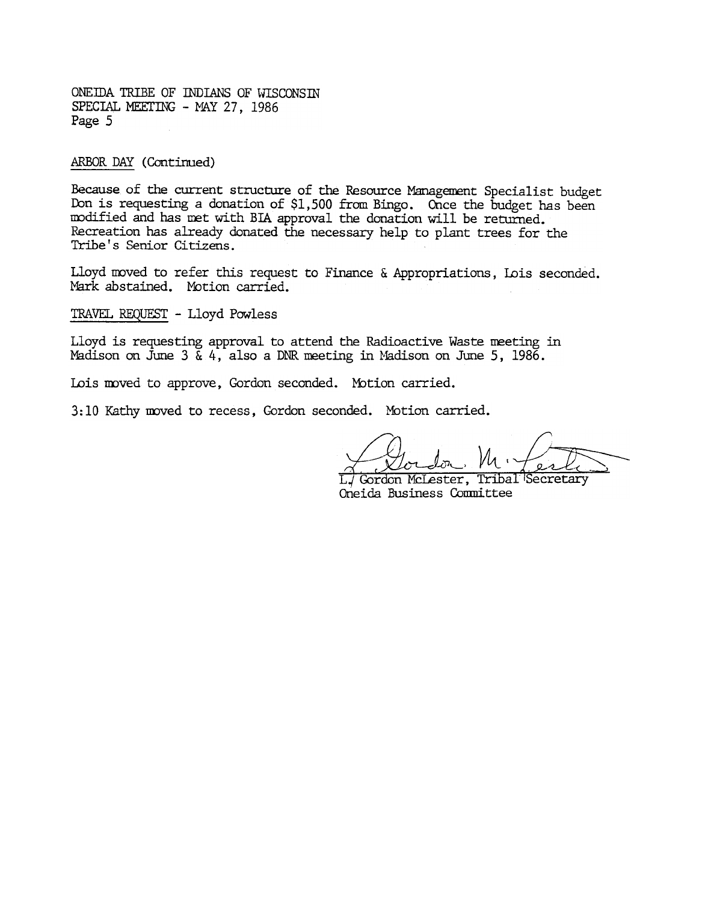ARBOR DAY (Continued)

Because of the current structure of the Resource Management Specialist budget Don is requesting a donation of $1,500 from Bingo. Once the budget has been modified and has met with BIA approval the donation will be returned. Recreation has already donated the necessary help to plant trees for the Tribe's Senior Citizens.

Lloyd moved to refer this request to Finance & Appropriations, Lois seconded. Mark abstained. Motion carried.

TRAVEL REQUEST - Lloyd Powless

Lloyd is requesting approval to attend the Radioactive Waste meeting in Madison on June 3 & 4, also a DNR meeting in Madison on June 5, 1986.

Lois moved to approve, Gordon seconded. Motion carried.

3:10 Kathy moved to recess, Gordon seconded. Motion carried.

L. Gordon McLester, Tribal Secretary
Oneida Business Committee